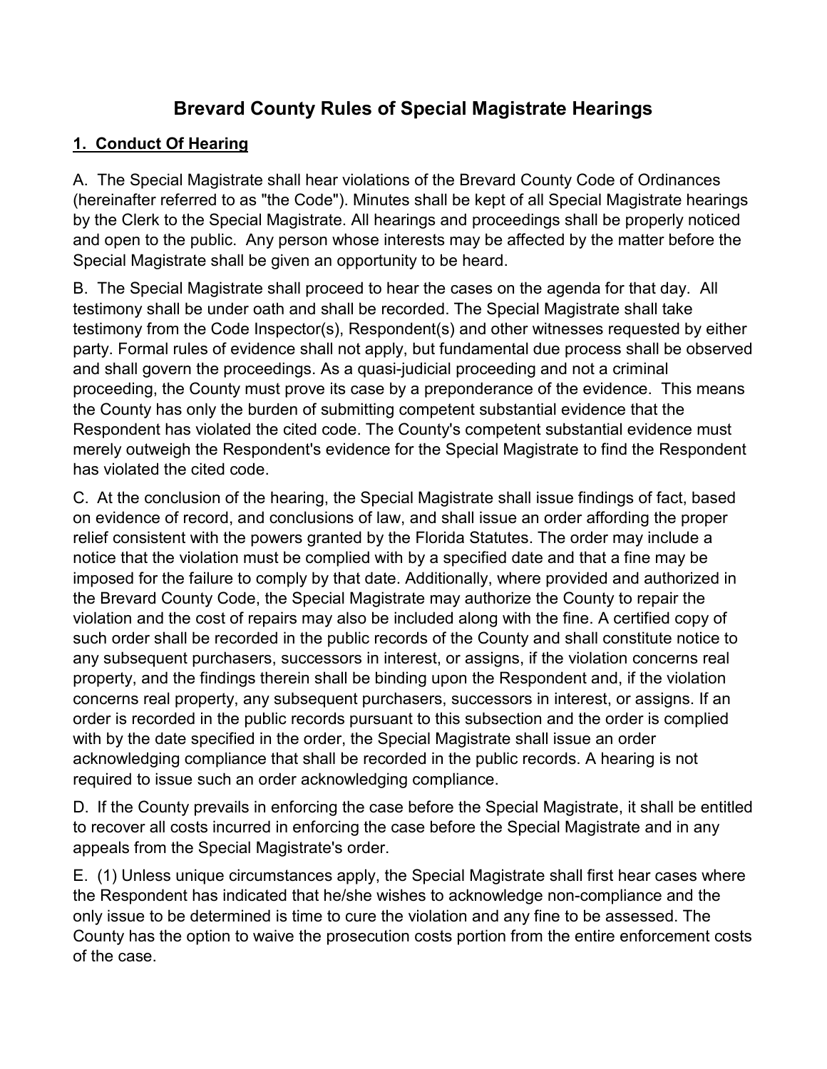# Brevard County Rules of Special Magistrate Hearings

## 1. Conduct Of Hearing

A. The Special Magistrate shall hear violations of the Brevard County Code of Ordinances (hereinafter referred to as "the Code"). Minutes shall be kept of all Special Magistrate hearings by the Clerk to the Special Magistrate. All hearings and proceedings shall be properly noticed and open to the public. Any person whose interests may be affected by the matter before the Special Magistrate shall be given an opportunity to be heard.

B. The Special Magistrate shall proceed to hear the cases on the agenda for that day. All testimony shall be under oath and shall be recorded. The Special Magistrate shall take testimony from the Code Inspector(s), Respondent(s) and other witnesses requested by either party. Formal rules of evidence shall not apply, but fundamental due process shall be observed and shall govern the proceedings. As a quasi-judicial proceeding and not a criminal proceeding, the County must prove its case by a preponderance of the evidence. This means the County has only the burden of submitting competent substantial evidence that the Respondent has violated the cited code. The County's competent substantial evidence must merely outweigh the Respondent's evidence for the Special Magistrate to find the Respondent has violated the cited code.

C. At the conclusion of the hearing, the Special Magistrate shall issue findings of fact, based on evidence of record, and conclusions of law, and shall issue an order affording the proper relief consistent with the powers granted by the Florida Statutes. The order may include a notice that the violation must be complied with by a specified date and that a fine may be imposed for the failure to comply by that date. Additionally, where provided and authorized in the Brevard County Code, the Special Magistrate may authorize the County to repair the violation and the cost of repairs may also be included along with the fine. A certified copy of such order shall be recorded in the public records of the County and shall constitute notice to any subsequent purchasers, successors in interest, or assigns, if the violation concerns real property, and the findings therein shall be binding upon the Respondent and, if the violation concerns real property, any subsequent purchasers, successors in interest, or assigns. If an order is recorded in the public records pursuant to this subsection and the order is complied with by the date specified in the order, the Special Magistrate shall issue an order acknowledging compliance that shall be recorded in the public records. A hearing is not required to issue such an order acknowledging compliance.

D. If the County prevails in enforcing the case before the Special Magistrate, it shall be entitled to recover all costs incurred in enforcing the case before the Special Magistrate and in any appeals from the Special Magistrate's order.

E. (1) Unless unique circumstances apply, the Special Magistrate shall first hear cases where the Respondent has indicated that he/she wishes to acknowledge non-compliance and the only issue to be determined is time to cure the violation and any fine to be assessed. The County has the option to waive the prosecution costs portion from the entire enforcement costs of the case.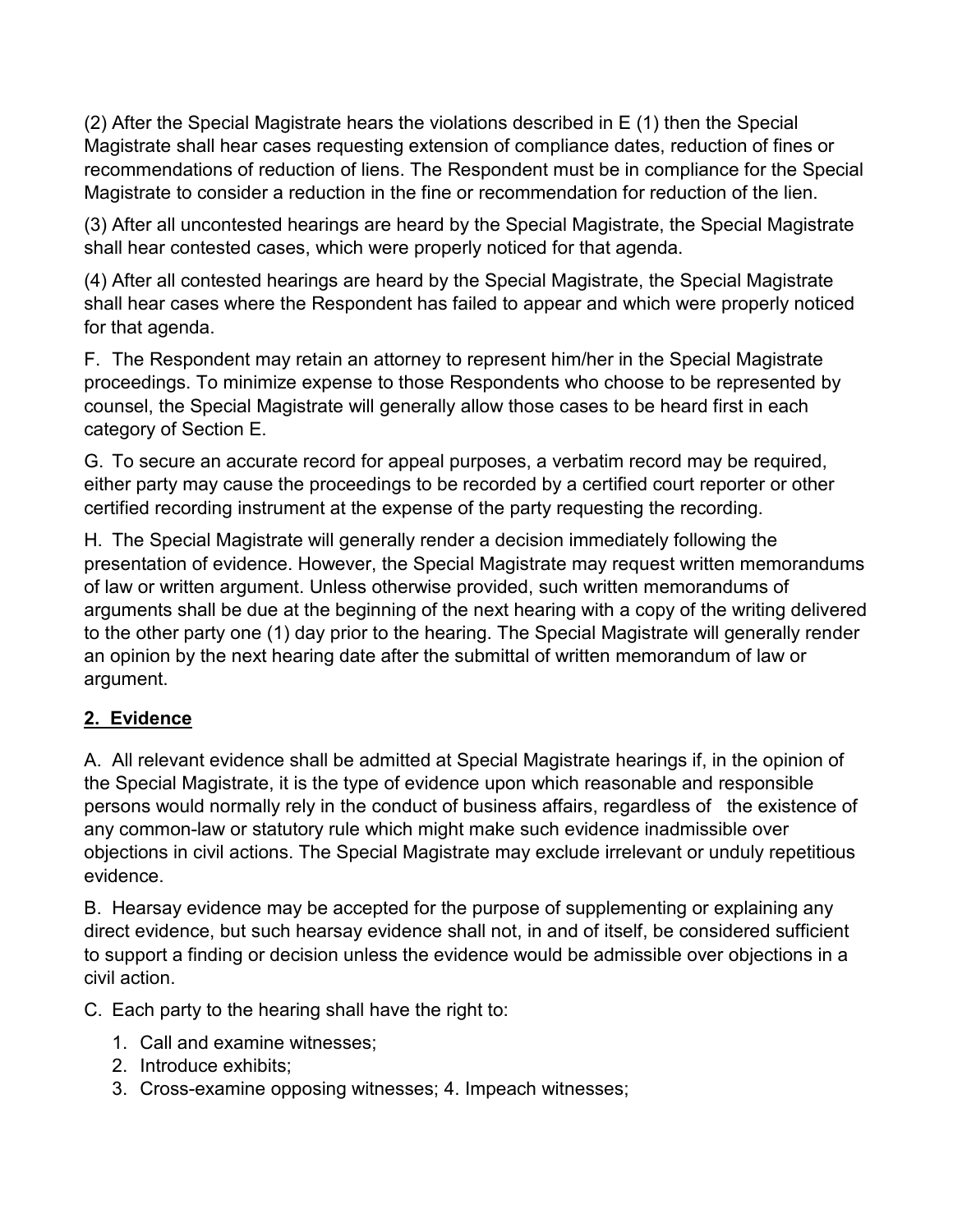(2) After the Special Magistrate hears the violations described in E (1) then the Special Magistrate shall hear cases requesting extension of compliance dates, reduction of fines or recommendations of reduction of liens. The Respondent must be in compliance for the Special Magistrate to consider a reduction in the fine or recommendation for reduction of the lien.

(3) After all uncontested hearings are heard by the Special Magistrate, the Special Magistrate shall hear contested cases, which were properly noticed for that agenda.

(4) After all contested hearings are heard by the Special Magistrate, the Special Magistrate shall hear cases where the Respondent has failed to appear and which were properly noticed for that agenda.

F. The Respondent may retain an attorney to represent him/her in the Special Magistrate proceedings. To minimize expense to those Respondents who choose to be represented by counsel, the Special Magistrate will generally allow those cases to be heard first in each category of Section E.

G. To secure an accurate record for appeal purposes, a verbatim record may be required, either party may cause the proceedings to be recorded by a certified court reporter or other certified recording instrument at the expense of the party requesting the recording.

H. The Special Magistrate will generally render a decision immediately following the presentation of evidence. However, the Special Magistrate may request written memorandums of law or written argument. Unless otherwise provided, such written memorandums of arguments shall be due at the beginning of the next hearing with a copy of the writing delivered to the other party one (1) day prior to the hearing. The Special Magistrate will generally render an opinion by the next hearing date after the submittal of written memorandum of law or argument.

## 2. Evidence

A. All relevant evidence shall be admitted at Special Magistrate hearings if, in the opinion of the Special Magistrate, it is the type of evidence upon which reasonable and responsible persons would normally rely in the conduct of business affairs, regardless of the existence of any common-law or statutory rule which might make such evidence inadmissible over objections in civil actions. The Special Magistrate may exclude irrelevant or unduly repetitious evidence.

B. Hearsay evidence may be accepted for the purpose of supplementing or explaining any direct evidence, but such hearsay evidence shall not, in and of itself, be considered sufficient to support a finding or decision unless the evidence would be admissible over objections in a civil action.

C. Each party to the hearing shall have the right to:

1. Call and examine witnesses;
2. Introduce exhibits;
3. Cross-examine opposing witnesses; 4. Impeach witnesses;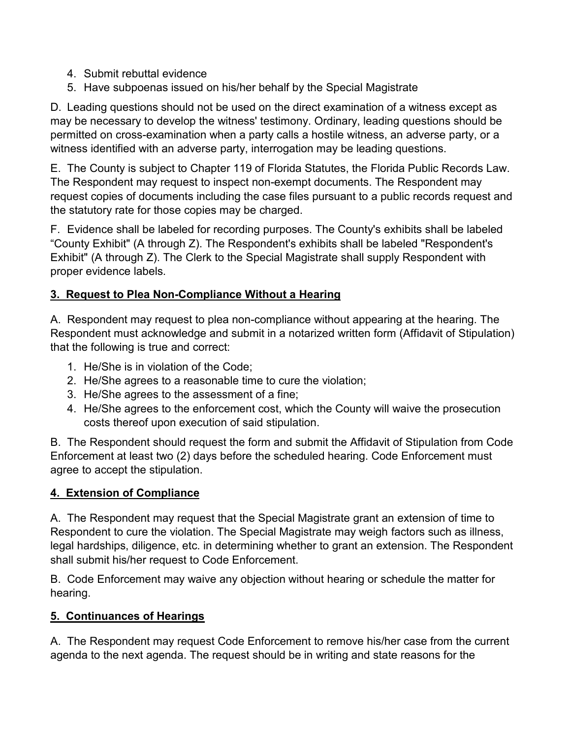4. Submit rebuttal evidence
5. Have subpoenas issued on his/her behalf by the Special Magistrate

D. Leading questions should not be used on the direct examination of a witness except as may be necessary to develop the witness' testimony. Ordinary, leading questions should be permitted on cross-examination when a party calls a hostile witness, an adverse party, or a witness identified with an adverse party, interrogation may be leading questions.

E. The County is subject to Chapter 119 of Florida Statutes, the Florida Public Records Law. The Respondent may request to inspect non-exempt documents. The Respondent may request copies of documents including the case files pursuant to a public records request and the statutory rate for those copies may be charged.

F. Evidence shall be labeled for recording purposes. The County's exhibits shall be labeled "County Exhibit" (A through Z). The Respondent's exhibits shall be labeled "Respondent's Exhibit" (A through Z). The Clerk to the Special Magistrate shall supply Respondent with proper evidence labels.

## 3. Request to Plea Non-Compliance Without a Hearing

A. Respondent may request to plea non-compliance without appearing at the hearing. The Respondent must acknowledge and submit in a notarized written form (Affidavit of Stipulation) that the following is true and correct:

1. He/She is in violation of the Code;
2. He/She agrees to a reasonable time to cure the violation;
3. He/She agrees to the assessment of a fine;
4. He/She agrees to the enforcement cost, which the County will waive the prosecution costs thereof upon execution of said stipulation.

B. The Respondent should request the form and submit the Affidavit of Stipulation from Code Enforcement at least two (2) days before the scheduled hearing. Code Enforcement must agree to accept the stipulation.

## 4. Extension of Compliance

A. The Respondent may request that the Special Magistrate grant an extension of time to Respondent to cure the violation. The Special Magistrate may weigh factors such as illness, legal hardships, diligence, etc. in determining whether to grant an extension. The Respondent shall submit his/her request to Code Enforcement.

B. Code Enforcement may waive any objection without hearing or schedule the matter for hearing.

## 5. Continuances of Hearings

A. The Respondent may request Code Enforcement to remove his/her case from the current agenda to the next agenda. The request should be in writing and state reasons for the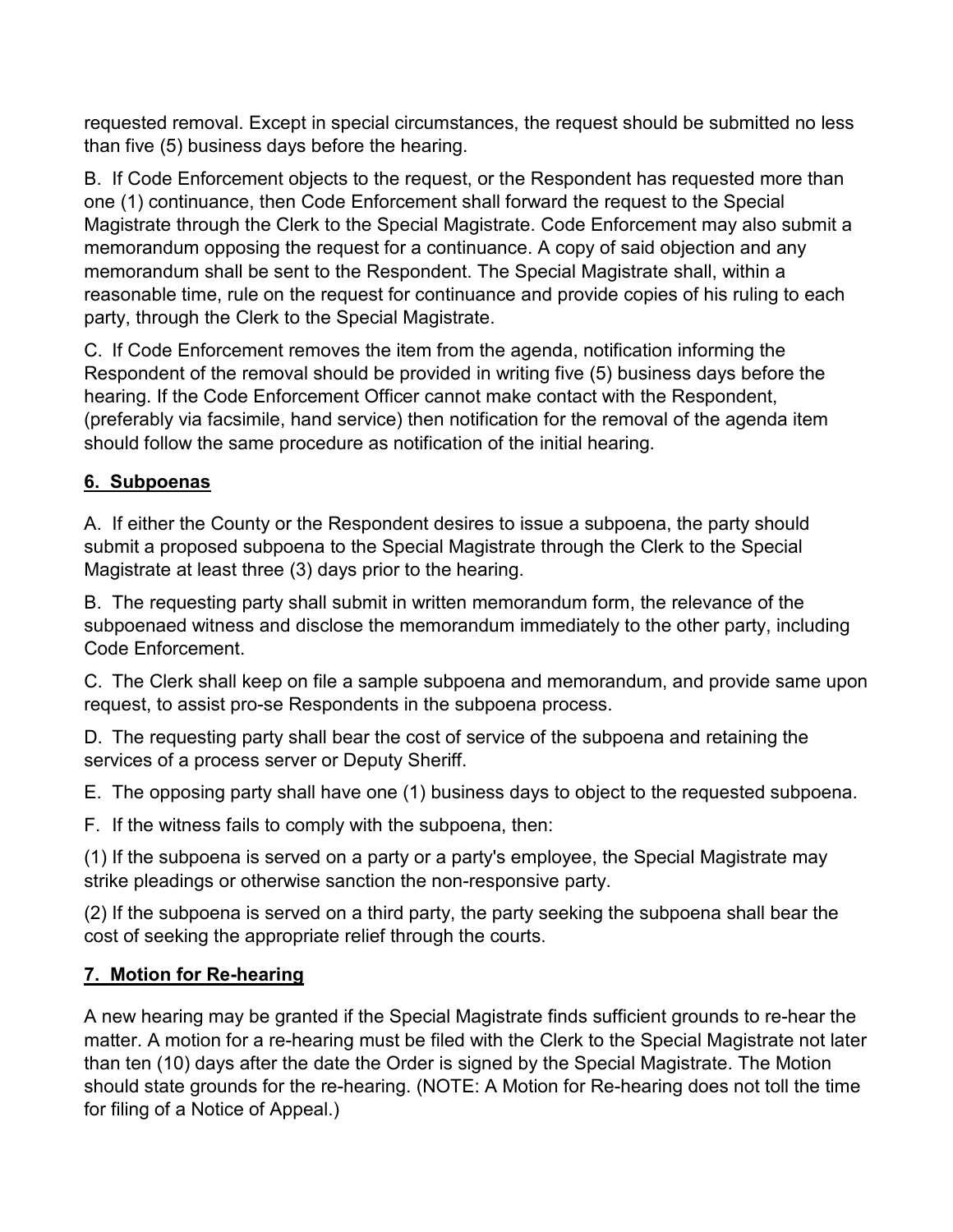requested removal. Except in special circumstances, the request should be submitted no less than five (5) business days before the hearing.

B. If Code Enforcement objects to the request, or the Respondent has requested more than one (1) continuance, then Code Enforcement shall forward the request to the Special Magistrate through the Clerk to the Special Magistrate. Code Enforcement may also submit a memorandum opposing the request for a continuance. A copy of said objection and any memorandum shall be sent to the Respondent. The Special Magistrate shall, within a reasonable time, rule on the request for continuance and provide copies of his ruling to each party, through the Clerk to the Special Magistrate.

C. If Code Enforcement removes the item from the agenda, notification informing the Respondent of the removal should be provided in writing five (5) business days before the hearing. If the Code Enforcement Officer cannot make contact with the Respondent, (preferably via facsimile, hand service) then notification for the removal of the agenda item should follow the same procedure as notification of the initial hearing.

## 6. Subpoenas

A. If either the County or the Respondent desires to issue a subpoena, the party should submit a proposed subpoena to the Special Magistrate through the Clerk to the Special Magistrate at least three (3) days prior to the hearing.

B. The requesting party shall submit in written memorandum form, the relevance of the subpoenaed witness and disclose the memorandum immediately to the other party, including Code Enforcement.

C. The Clerk shall keep on file a sample subpoena and memorandum, and provide same upon request, to assist pro-se Respondents in the subpoena process.

D. The requesting party shall bear the cost of service of the subpoena and retaining the services of a process server or Deputy Sheriff.

E. The opposing party shall have one (1) business days to object to the requested subpoena.

F. If the witness fails to comply with the subpoena, then:

(1) If the subpoena is served on a party or a party's employee, the Special Magistrate may strike pleadings or otherwise sanction the non-responsive party.

(2) If the subpoena is served on a third party, the party seeking the subpoena shall bear the cost of seeking the appropriate relief through the courts.

## 7. Motion for Re-hearing

A new hearing may be granted if the Special Magistrate finds sufficient grounds to re-hear the matter. A motion for a re-hearing must be filed with the Clerk to the Special Magistrate not later than ten (10) days after the date the Order is signed by the Special Magistrate. The Motion should state grounds for the re-hearing. (NOTE: A Motion for Re-hearing does not toll the time for filing of a Notice of Appeal.)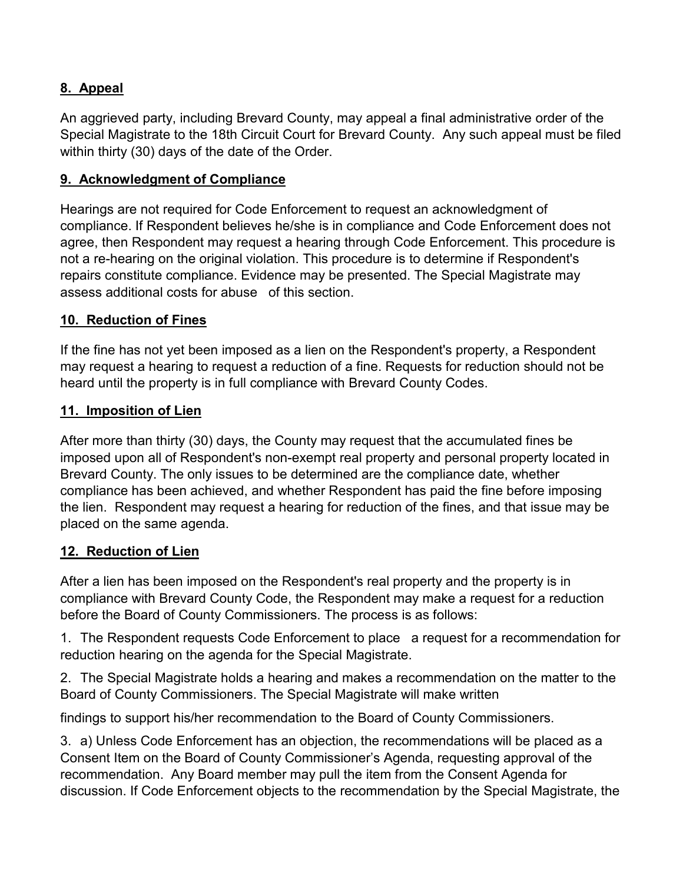## **8. Appeal**

An aggrieved party, including Brevard County, may appeal a final administrative order of the Special Magistrate to the 18th Circuit Court for Brevard County. Any such appeal must be filed within thirty (30) days of the date of the Order.

## **9. Acknowledgment of Compliance**

Hearings are not required for Code Enforcement to request an acknowledgment of compliance. If Respondent believes he/she is in compliance and Code Enforcement does not agree, then Respondent may request a hearing through Code Enforcement. This procedure is not a re-hearing on the original violation. This procedure is to determine if Respondent's repairs constitute compliance. Evidence may be presented. The Special Magistrate may assess additional costs for abuse of this section.

## **10. Reduction of Fines**

If the fine has not yet been imposed as a lien on the Respondent's property, a Respondent may request a hearing to request a reduction of a fine. Requests for reduction should not be heard until the property is in full compliance with Brevard County Codes.

## **11. Imposition of Lien**

After more than thirty (30) days, the County may request that the accumulated fines be imposed upon all of Respondent's non-exempt real property and personal property located in Brevard County. The only issues to be determined are the compliance date, whether compliance has been achieved, and whether Respondent has paid the fine before imposing the lien. Respondent may request a hearing for reduction of the fines, and that issue may be placed on the same agenda.

## **12. Reduction of Lien**

After a lien has been imposed on the Respondent's real property and the property is in compliance with Brevard County Code, the Respondent may make a request for a reduction before the Board of County Commissioners. The process is as follows:

1. The Respondent requests Code Enforcement to place a request for a recommendation for reduction hearing on the agenda for the Special Magistrate.

2. The Special Magistrate holds a hearing and makes a recommendation on the matter to the Board of County Commissioners. The Special Magistrate will make written findings to support his/her recommendation to the Board of County Commissioners.

3. a) Unless Code Enforcement has an objection, the recommendations will be placed as a Consent Item on the Board of County Commissioner's Agenda, requesting approval of the recommendation. Any Board member may pull the item from the Consent Agenda for discussion. If Code Enforcement objects to the recommendation by the Special Magistrate, the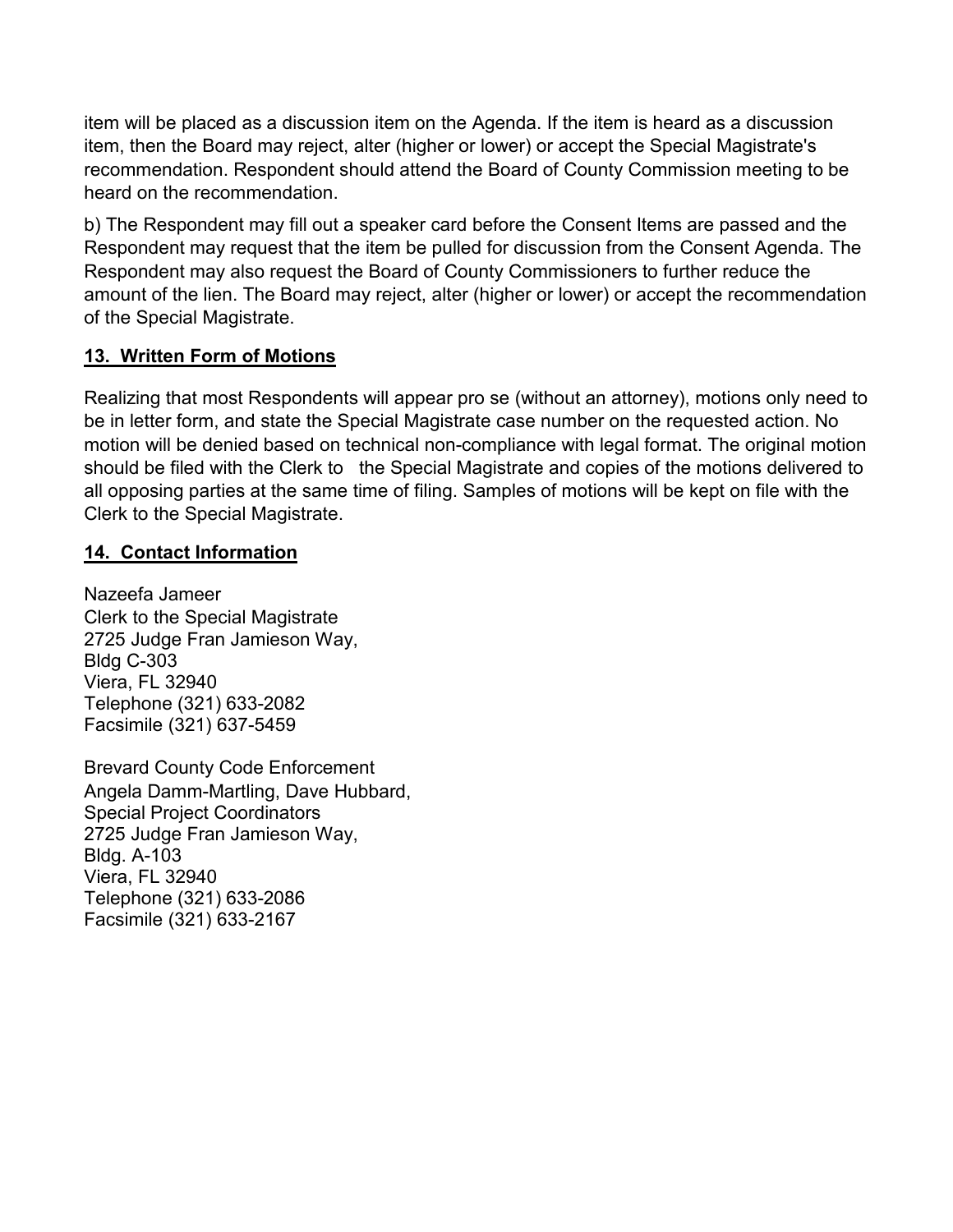item will be placed as a discussion item on the Agenda. If the item is heard as a discussion item, then the Board may reject, alter (higher or lower) or accept the Special Magistrate's recommendation. Respondent should attend the Board of County Commission meeting to be heard on the recommendation.

b) The Respondent may fill out a speaker card before the Consent Items are passed and the Respondent may request that the item be pulled for discussion from the Consent Agenda. The Respondent may also request the Board of County Commissioners to further reduce the amount of the lien. The Board may reject, alter (higher or lower) or accept the recommendation of the Special Magistrate.

## 13. Written Form of Motions

Realizing that most Respondents will appear pro se (without an attorney), motions only need to be in letter form, and state the Special Magistrate case number on the requested action. No motion will be denied based on technical non-compliance with legal format. The original motion should be filed with the Clerk to the Special Magistrate and copies of the motions delivered to all opposing parties at the same time of filing. Samples of motions will be kept on file with the Clerk to the Special Magistrate.

## 14. Contact Information

Nazeefa Jameer
Clerk to the Special Magistrate
2725 Judge Fran Jamieson Way,
Bldg C-303
Viera, FL 32940
Telephone (321) 633-2082
Facsimile (321) 637-5459

Brevard County Code Enforcement
Angela Damm-Martling, Dave Hubbard,
Special Project Coordinators
2725 Judge Fran Jamieson Way,
Bldg. A-103
Viera, FL 32940
Telephone (321) 633-2086
Facsimile (321) 633-2167